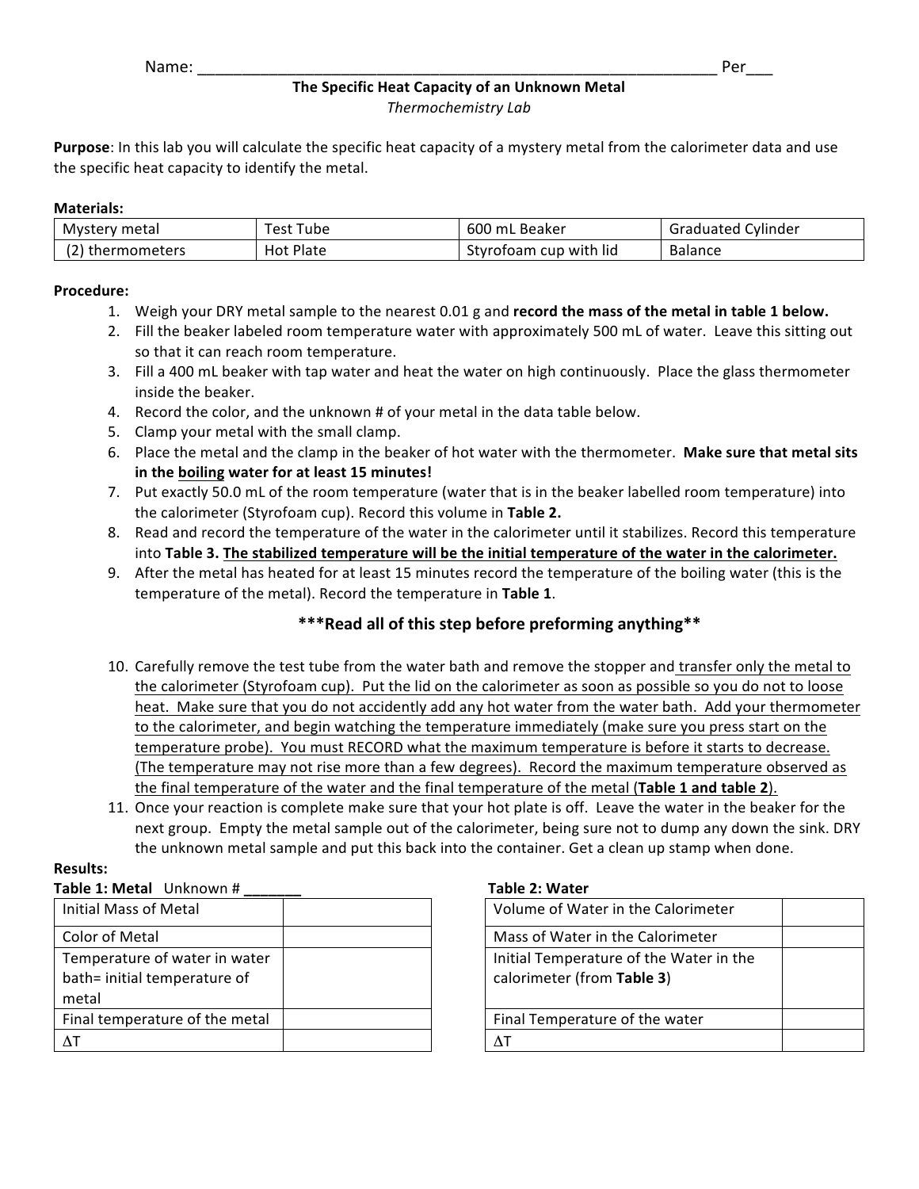Name: ______________________________________________________________ Per___

**The Specific Heat Capacity of an Unknown Metal**

*Thermochemistry Lab*

**Purpose**: In this lab you will calculate the specific heat capacity of a mystery metal from the calorimeter data and use the specific heat capacity to identify the metal.

**Materials:**

| Mystery metal | Test Tube | 600 mL Beaker | Graduated Cylinder |
|---|---|---|---|
| (2) thermometers | Hot Plate | Styrofoam cup with lid | Balance |

**Procedure:**

1. Weigh your DRY metal sample to the nearest 0.01 g and **record the mass of the metal in table 1 below.**
2. Fill the beaker labeled room temperature water with approximately 500 mL of water. Leave this sitting out so that it can reach room temperature.
3. Fill a 400 mL beaker with tap water and heat the water on high continuously. Place the glass thermometer inside the beaker.
4. Record the color, and the unknown # of your metal in the data table below.
5. Clamp your metal with the small clamp.
6. Place the metal and the clamp in the beaker of hot water with the thermometer. **Make sure that metal sits in the boiling water for at least 15 minutes!**
7. Put exactly 50.0 mL of the room temperature (water that is in the beaker labelled room temperature) into the calorimeter (Styrofoam cup). Record this volume in **Table 2.**
8. Read and record the temperature of the water in the calorimeter until it stabilizes. Record this temperature into **Table 3.** **The stabilized temperature will be the initial temperature of the water in the calorimeter.**
9. After the metal has heated for at least 15 minutes record the temperature of the boiling water (this is the temperature of the metal). Record the temperature in **Table 1**.

**\*\*\*Read all of this step before preforming anything\*\***

10. Carefully remove the test tube from the water bath and remove the stopper and transfer only the metal to the calorimeter (Styrofoam cup). Put the lid on the calorimeter as soon as possible so you do not to loose heat. Make sure that you do not accidently add any hot water from the water bath. Add your thermometer to the calorimeter, and begin watching the temperature immediately (make sure you press start on the temperature probe). You must RECORD what the maximum temperature is before it starts to decrease. (The temperature may not rise more than a few degrees). Record the maximum temperature observed as the final temperature of the water and the final temperature of the metal (**Table 1 and table 2**).
11. Once your reaction is complete make sure that your hot plate is off. Leave the water in the beaker for the next group. Empty the metal sample out of the calorimeter, being sure not to dump any down the sink. DRY the unknown metal sample and put this back into the container. Get a clean up stamp when done.

**Results:**

**Table 1: Metal** Unknown # _______

| Initial Mass of Metal | |
|---|---|
| Color of Metal | |
| Temperature of water in water bath= initial temperature of metal | |
| Final temperature of the metal | |
| $\Delta T$ | |

**Table 2: Water**

| Volume of Water in the Calorimeter | |
|---|---|
| Mass of Water in the Calorimeter | |
| Initial Temperature of the Water in the calorimeter (from **Table 3**) | |
| Final Temperature of the water | |
| $\Delta T$ | |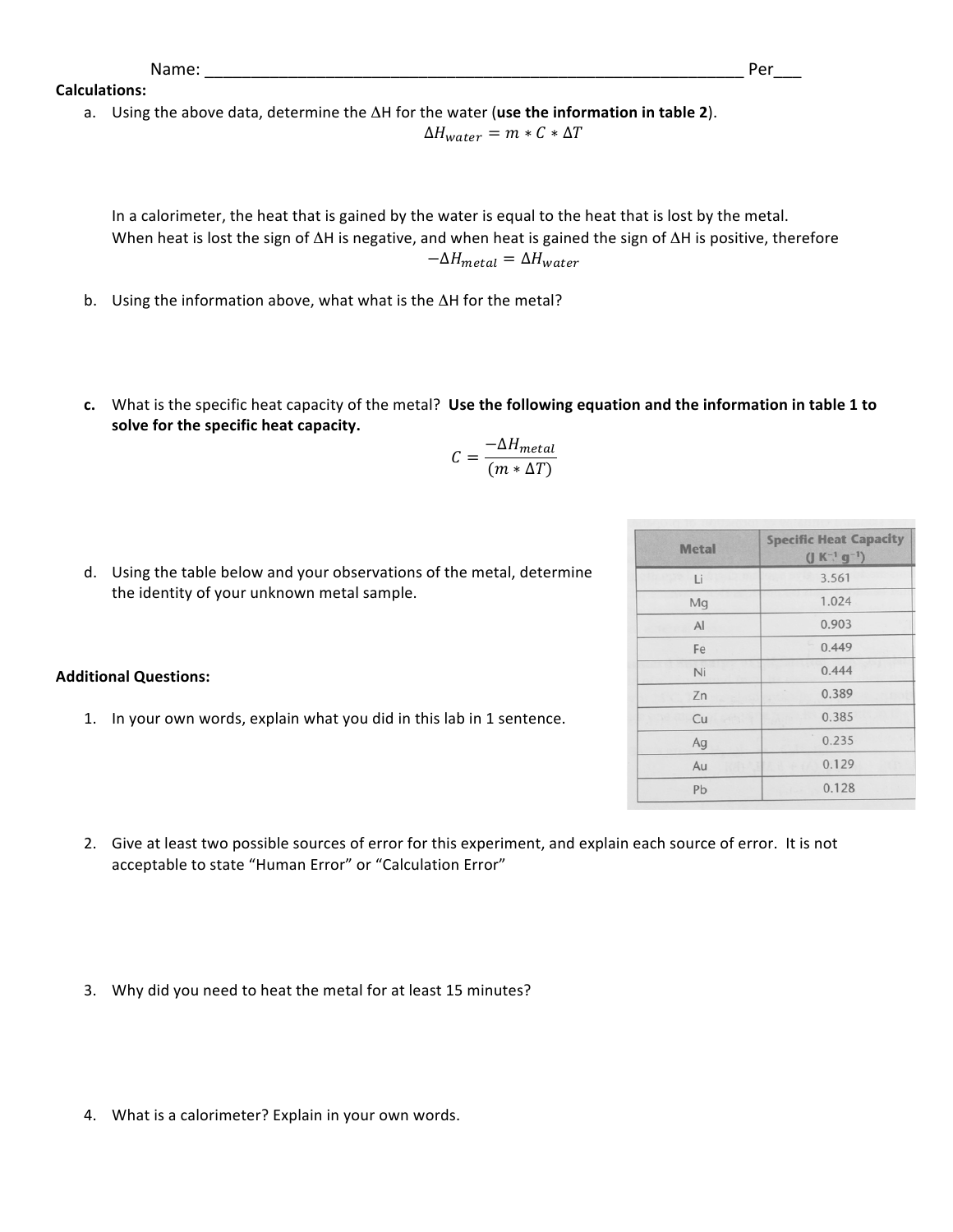Name: _____________________________________________________________ Per___

**Calculations:**

a. Using the above data, determine the ΔH for the water (**use the information in table 2**).

$$\Delta H_{water} = m * C * \Delta T$$

In a calorimeter, the heat that is gained by the water is equal to the heat that is lost by the metal. When heat is lost the sign of ΔH is negative, and when heat is gained the sign of ΔH is positive, therefore

$$-\Delta H_{metal} = \Delta H_{water}$$

b. Using the information above, what what is the ΔH for the metal?

**c.** What is the specific heat capacity of the metal? **Use the following equation and the information in table 1 to solve for the specific heat capacity.**

$$C = \frac{-\Delta H_{metal}}{(m * \Delta T)}$$

d. Using the table below and your observations of the metal, determine the identity of your unknown metal sample.

| Metal | Specific Heat Capacity ($J\ K^{-1}\ g^{-1}$) |
|---|---|
| Li | 3.561 |
| Mg | 1.024 |
| Al | 0.903 |
| Fe | 0.449 |
| Ni | 0.444 |
| Zn | 0.389 |
| Cu | 0.385 |
| Ag | 0.235 |
| Au | 0.129 |
| Pb | 0.128 |

**Additional Questions:**

1. In your own words, explain what you did in this lab in 1 sentence.

2. Give at least two possible sources of error for this experiment, and explain each source of error. It is not acceptable to state "Human Error" or "Calculation Error"

3. Why did you need to heat the metal for at least 15 minutes?

4. What is a calorimeter? Explain in your own words.